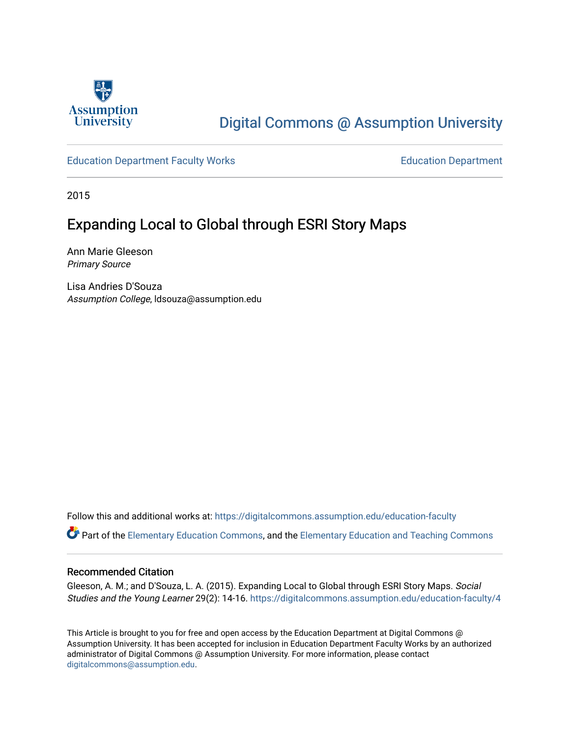Assumption University

# Digital Commons @ Assumption University

Education Department Faculty Works

Education Department

2015

## Expanding Local to Global through ESRI Story Maps

Ann Marie Gleeson
*Primary Source*

Lisa Andries D'Souza
*Assumption College*, ldsouza@assumption.edu

Follow this and additional works at: https://digitalcommons.assumption.edu/education-faculty

Part of the Elementary Education Commons, and the Elementary Education and Teaching Commons

### Recommended Citation

Gleeson, A. M.; and D'Souza, L. A. (2015). Expanding Local to Global through ESRI Story Maps. *Social Studies and the Young Learner* 29(2): 14-16. https://digitalcommons.assumption.edu/education-faculty/4

This Article is brought to you for free and open access by the Education Department at Digital Commons @ Assumption University. It has been accepted for inclusion in Education Department Faculty Works by an authorized administrator of Digital Commons @ Assumption University. For more information, please contact digitalcommons@assumption.edu.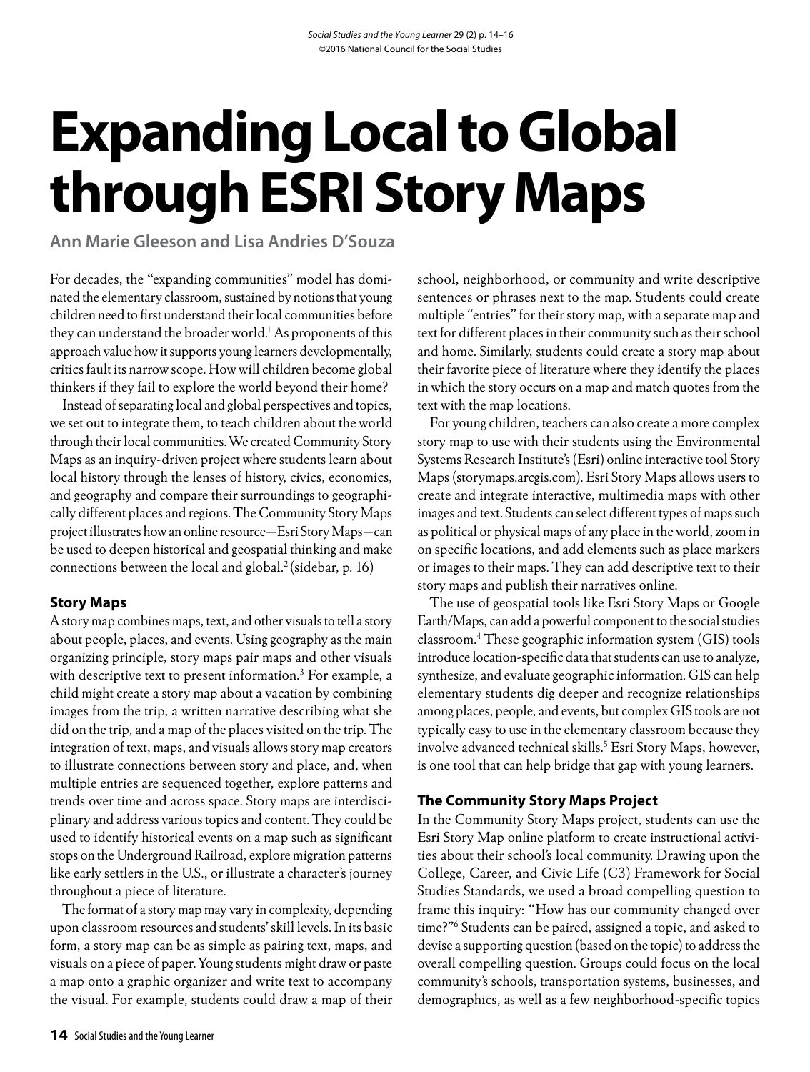# Expanding Local to Global through ESRI Story Maps

**Ann Marie Gleeson and Lisa Andries D'Souza**

For decades, the "expanding communities" model has dominated the elementary classroom, sustained by notions that young children need to first understand their local communities before they can understand the broader world.[1] As proponents of this approach value how it supports young learners developmentally, critics fault its narrow scope. How will children become global thinkers if they fail to explore the world beyond their home?

Instead of separating local and global perspectives and topics, we set out to integrate them, to teach children about the world through their local communities. We created Community Story Maps as an inquiry-driven project where students learn about local history through the lenses of history, civics, economics, and geography and compare their surroundings to geographically different places and regions. The Community Story Maps project illustrates how an online resource—Esri Story Maps—can be used to deepen historical and geospatial thinking and make connections between the local and global.[2] (sidebar, p. 16)

## Story Maps

A story map combines maps, text, and other visuals to tell a story about people, places, and events. Using geography as the main organizing principle, story maps pair maps and other visuals with descriptive text to present information.[3] For example, a child might create a story map about a vacation by combining images from the trip, a written narrative describing what she did on the trip, and a map of the places visited on the trip. The integration of text, maps, and visuals allows story map creators to illustrate connections between story and place, and, when multiple entries are sequenced together, explore patterns and trends over time and across space. Story maps are interdisciplinary and address various topics and content. They could be used to identify historical events on a map such as significant stops on the Underground Railroad, explore migration patterns like early settlers in the U.S., or illustrate a character's journey throughout a piece of literature.

The format of a story map may vary in complexity, depending upon classroom resources and students' skill levels. In its basic form, a story map can be as simple as pairing text, maps, and visuals on a piece of paper. Young students might draw or paste a map onto a graphic organizer and write text to accompany the visual. For example, students could draw a map of their school, neighborhood, or community and write descriptive sentences or phrases next to the map. Students could create multiple "entries" for their story map, with a separate map and text for different places in their community such as their school and home. Similarly, students could create a story map about their favorite piece of literature where they identify the places in which the story occurs on a map and match quotes from the text with the map locations.

For young children, teachers can also create a more complex story map to use with their students using the Environmental Systems Research Institute's (Esri) online interactive tool Story Maps (storymaps.arcgis.com). Esri Story Maps allows users to create and integrate interactive, multimedia maps with other images and text. Students can select different types of maps such as political or physical maps of any place in the world, zoom in on specific locations, and add elements such as place markers or images to their maps. They can add descriptive text to their story maps and publish their narratives online.

The use of geospatial tools like Esri Story Maps or Google Earth/Maps, can add a powerful component to the social studies classroom.[4] These geographic information system (GIS) tools introduce location-specific data that students can use to analyze, synthesize, and evaluate geographic information. GIS can help elementary students dig deeper and recognize relationships among places, people, and events, but complex GIS tools are not typically easy to use in the elementary classroom because they involve advanced technical skills.[5] Esri Story Maps, however, is one tool that can help bridge that gap with young learners.

## The Community Story Maps Project

In the Community Story Maps project, students can use the Esri Story Map online platform to create instructional activities about their school's local community. Drawing upon the College, Career, and Civic Life (C3) Framework for Social Studies Standards, we used a broad compelling question to frame this inquiry: "How has our community changed over time?"[6] Students can be paired, assigned a topic, and asked to devise a supporting question (based on the topic) to address the overall compelling question. Groups could focus on the local community's schools, transportation systems, businesses, and demographics, as well as a few neighborhood-specific topics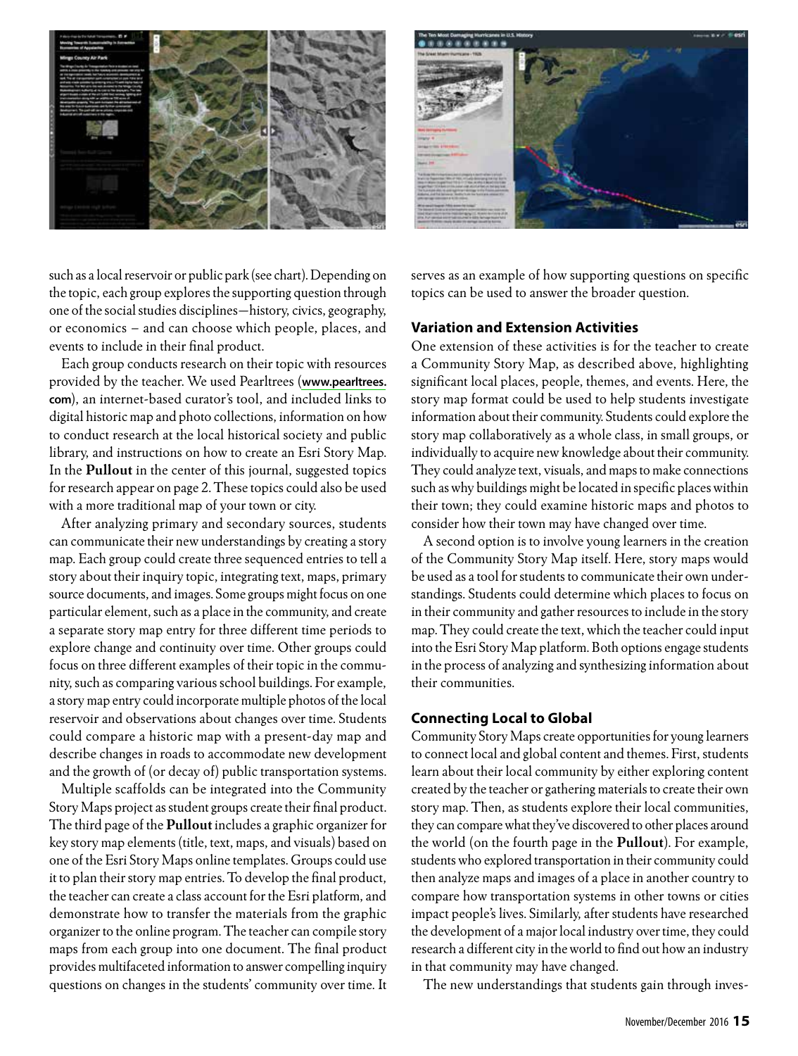such as a local reservoir or public park (see chart). Depending on the topic, each group explores the supporting question through one of the social studies disciplines—history, civics, geography, or economics – and can choose which people, places, and events to include in their final product.

Each group conducts research on their topic with resources provided by the teacher. We used Pearltrees (**www.pearltrees.com**), an internet-based curator's tool, and included links to digital historic map and photo collections, information on how to conduct research at the local historical society and public library, and instructions on how to create an Esri Story Map. In the **Pullout** in the center of this journal, suggested topics for research appear on page 2. These topics could also be used with a more traditional map of your town or city.

After analyzing primary and secondary sources, students can communicate their new understandings by creating a story map. Each group could create three sequenced entries to tell a story about their inquiry topic, integrating text, maps, primary source documents, and images. Some groups might focus on one particular element, such as a place in the community, and create a separate story map entry for three different time periods to explore change and continuity over time. Other groups could focus on three different examples of their topic in the community, such as comparing various school buildings. For example, a story map entry could incorporate multiple photos of the local reservoir and observations about changes over time. Students could compare a historic map with a present-day map and describe changes in roads to accommodate new development and the growth of (or decay of) public transportation systems.

Multiple scaffolds can be integrated into the Community Story Maps project as student groups create their final product. The third page of the **Pullout** includes a graphic organizer for key story map elements (title, text, maps, and visuals) based on one of the Esri Story Maps online templates. Groups could use it to plan their story map entries. To develop the final product, the teacher can create a class account for the Esri platform, and demonstrate how to transfer the materials from the graphic organizer to the online program. The teacher can compile story maps from each group into one document. The final product provides multifaceted information to answer compelling inquiry questions on changes in the students' community over time. It serves as an example of how supporting questions on specific topics can be used to answer the broader question.

## Variation and Extension Activities

One extension of these activities is for the teacher to create a Community Story Map, as described above, highlighting significant local places, people, themes, and events. Here, the story map format could be used to help students investigate information about their community. Students could explore the story map collaboratively as a whole class, in small groups, or individually to acquire new knowledge about their community. They could analyze text, visuals, and maps to make connections such as why buildings might be located in specific places within their town; they could examine historic maps and photos to consider how their town may have changed over time.

A second option is to involve young learners in the creation of the Community Story Map itself. Here, story maps would be used as a tool for students to communicate their own understandings. Students could determine which places to focus on in their community and gather resources to include in the story map. They could create the text, which the teacher could input into the Esri Story Map platform. Both options engage students in the process of analyzing and synthesizing information about their communities.

## Connecting Local to Global

Community Story Maps create opportunities for young learners to connect local and global content and themes. First, students learn about their local community by either exploring content created by the teacher or gathering materials to create their own story map. Then, as students explore their local communities, they can compare what they've discovered to other places around the world (on the fourth page in the **Pullout**). For example, students who explored transportation in their community could then analyze maps and images of a place in another country to compare how transportation systems in other towns or cities impact people's lives. Similarly, after students have researched the development of a major local industry over time, they could research a different city in the world to find out how an industry in that community may have changed.

The new understandings that students gain through inves-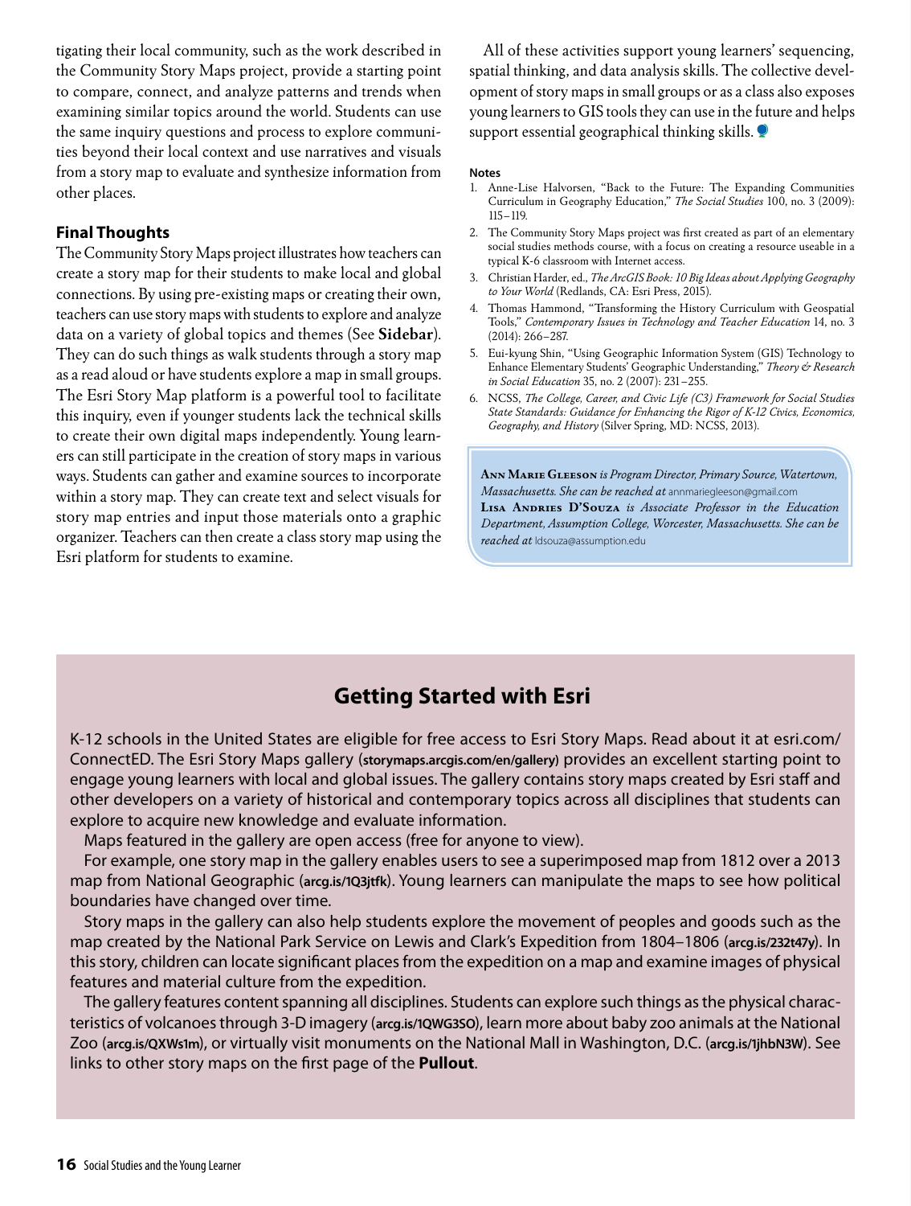tigating their local community, such as the work described in the Community Story Maps project, provide a starting point to compare, connect, and analyze patterns and trends when examining similar topics around the world. Students can use the same inquiry questions and process to explore communities beyond their local context and use narratives and visuals from a story map to evaluate and synthesize information from other places.

### Final Thoughts

The Community Story Maps project illustrates how teachers can create a story map for their students to make local and global connections. By using pre-existing maps or creating their own, teachers can use story maps with students to explore and analyze data on a variety of global topics and themes (See **Sidebar**). They can do such things as walk students through a story map as a read aloud or have students explore a map in small groups. The Esri Story Map platform is a powerful tool to facilitate this inquiry, even if younger students lack the technical skills to create their own digital maps independently. Young learners can still participate in the creation of story maps in various ways. Students can gather and examine sources to incorporate within a story map. They can create text and select visuals for story map entries and input those materials onto a graphic organizer. Teachers can then create a class story map using the Esri platform for students to examine.

All of these activities support young learners' sequencing, spatial thinking, and data analysis skills. The collective development of story maps in small groups or as a class also exposes young learners to GIS tools they can use in the future and helps support essential geographical thinking skills.

#### Notes

1. Anne-Lise Halvorsen, "Back to the Future: The Expanding Communities Curriculum in Geography Education," *The Social Studies* 100, no. 3 (2009): 115–119.
2. The Community Story Maps project was first created as part of an elementary social studies methods course, with a focus on creating a resource useable in a typical K-6 classroom with Internet access.
3. Christian Harder, ed., *The ArcGIS Book: 10 Big Ideas about Applying Geography to Your World* (Redlands, CA: Esri Press, 2015).
4. Thomas Hammond, "Transforming the History Curriculum with Geospatial Tools," *Contemporary Issues in Technology and Teacher Education* 14, no. 3 (2014): 266–287.
5. Eui-kyung Shin, "Using Geographic Information System (GIS) Technology to Enhance Elementary Students' Geographic Understanding," *Theory & Research in Social Education* 35, no. 2 (2007): 231–255.
6. NCSS, *The College, Career, and Civic Life (C3) Framework for Social Studies State Standards: Guidance for Enhancing the Rigor of K-12 Civics, Economics, Geography, and History* (Silver Spring, MD: NCSS, 2013).

**Ann Marie Gleeson** *is Program Director, Primary Source, Watertown, Massachusetts. She can be reached at* annmariegleeson@gmail.com
**Lisa Andries D'Souza** *is Associate Professor in the Education Department, Assumption College, Worcester, Massachusetts. She can be reached at* ldsouza@assumption.edu

## Getting Started with Esri

K-12 schools in the United States are eligible for free access to Esri Story Maps. Read about it at esri.com/ConnectED. The Esri Story Maps gallery (**storymaps.arcgis.com/en/gallery**) provides an excellent starting point to engage young learners with local and global issues. The gallery contains story maps created by Esri staff and other developers on a variety of historical and contemporary topics across all disciplines that students can explore to acquire new knowledge and evaluate information.

Maps featured in the gallery are open access (free for anyone to view).

For example, one story map in the gallery enables users to see a superimposed map from 1812 over a 2013 map from National Geographic (**arcg.is/1Q3jtfk**). Young learners can manipulate the maps to see how political boundaries have changed over time.

Story maps in the gallery can also help students explore the movement of peoples and goods such as the map created by the National Park Service on Lewis and Clark's Expedition from 1804–1806 (**arcg.is/232t47y**). In this story, children can locate significant places from the expedition on a map and examine images of physical features and material culture from the expedition.

The gallery features content spanning all disciplines. Students can explore such things as the physical characteristics of volcanoes through 3-D imagery (**arcg.is/1QWG3SO**), learn more about baby zoo animals at the National Zoo (**arcg.is/QXWs1m**), or virtually visit monuments on the National Mall in Washington, D.C. (**arcg.is/1jhbN3W**). See links to other story maps on the first page of the **Pullout**.